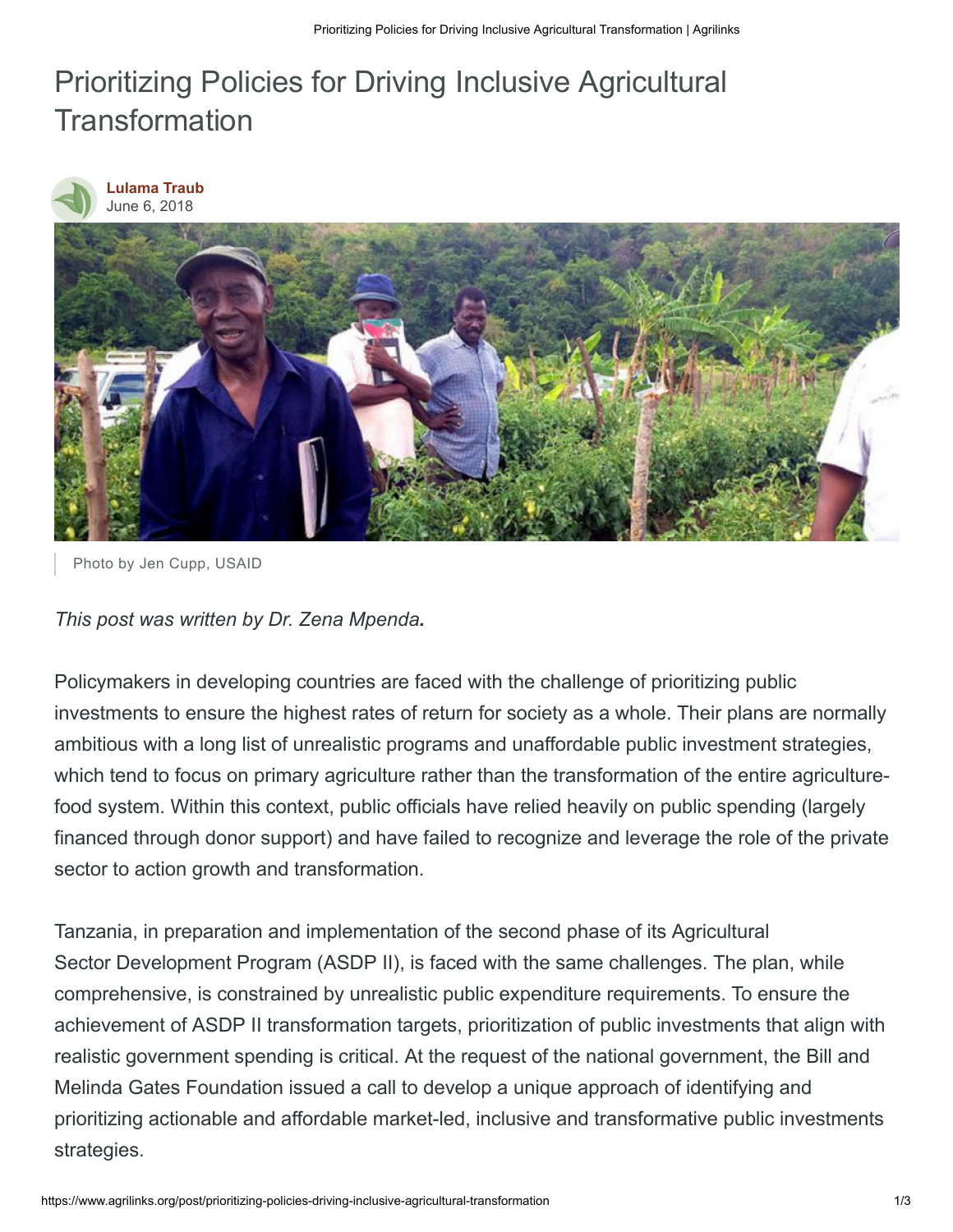# Prioritizing Policies for Driving Inclusive Agricultural Transformation

**Lulama Traub**
June 6, 2018

Photo by Jen Cupp, USAID

*This post was written by Dr. Zena Mpenda.*

Policymakers in developing countries are faced with the challenge of prioritizing public investments to ensure the highest rates of return for society as a whole. Their plans are normally ambitious with a long list of unrealistic programs and unaffordable public investment strategies, which tend to focus on primary agriculture rather than the transformation of the entire agriculture-food system. Within this context, public officials have relied heavily on public spending (largely financed through donor support) and have failed to recognize and leverage the role of the private sector to action growth and transformation.

Tanzania, in preparation and implementation of the second phase of its Agricultural Sector Development Program (ASDP II), is faced with the same challenges. The plan, while comprehensive, is constrained by unrealistic public expenditure requirements. To ensure the achievement of ASDP II transformation targets, prioritization of public investments that align with realistic government spending is critical. At the request of the national government, the Bill and Melinda Gates Foundation issued a call to develop a unique approach of identifying and prioritizing actionable and affordable market-led, inclusive and transformative public investments strategies.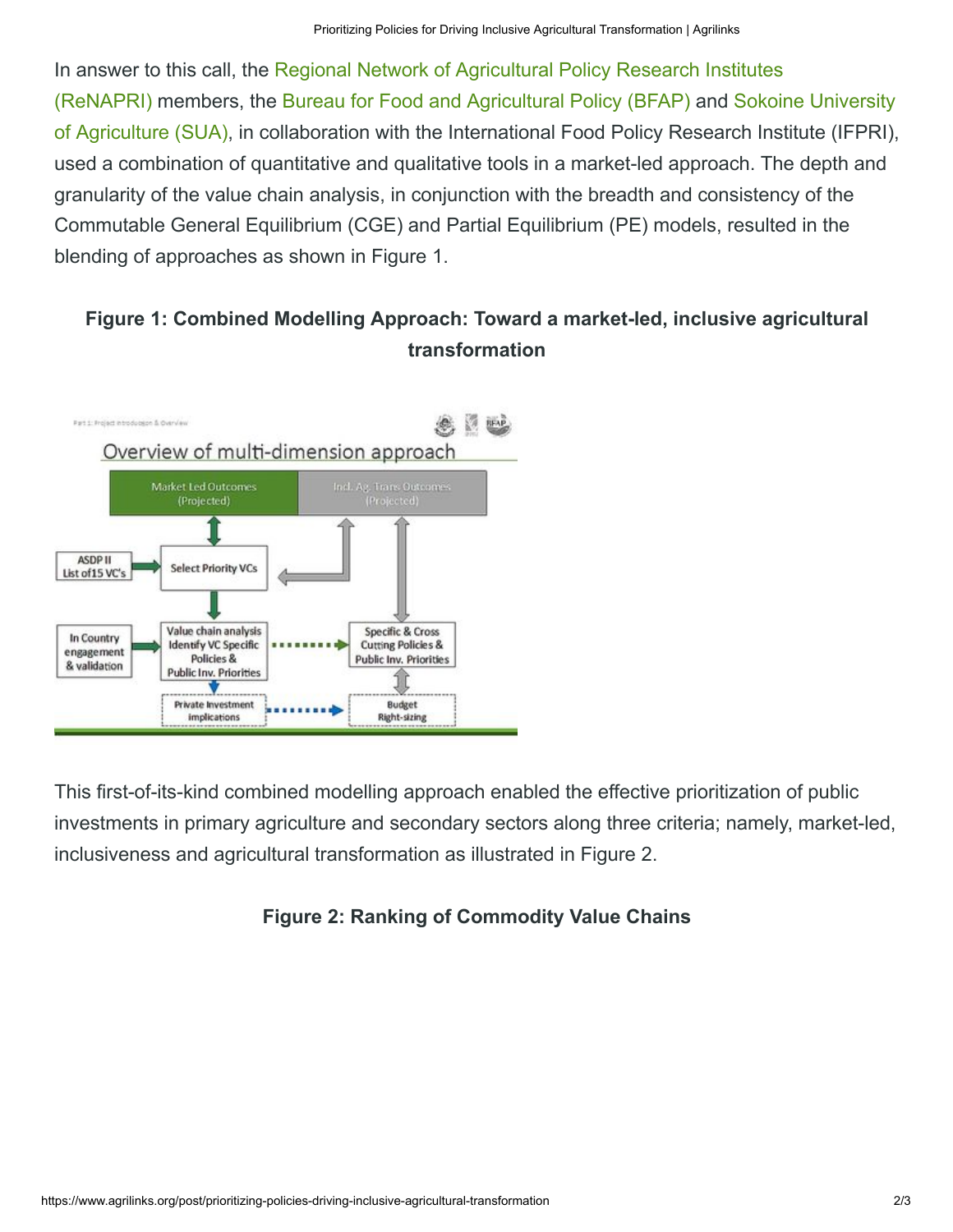In answer to this call, the Regional Network of Agricultural Policy Research Institutes (ReNAPRI) members, the Bureau for Food and Agricultural Policy (BFAP) and Sokoine University of Agriculture (SUA), in collaboration with the International Food Policy Research Institute (IFPRI), used a combination of quantitative and qualitative tools in a market-led approach. The depth and granularity of the value chain analysis, in conjunction with the breadth and consistency of the Commutable General Equilibrium (CGE) and Partial Equilibrium (PE) models, resulted in the blending of approaches as shown in Figure 1.

**Figure 1: Combined Modelling Approach: Toward a market-led, inclusive agricultural transformation**

This first-of-its-kind combined modelling approach enabled the effective prioritization of public investments in primary agriculture and secondary sectors along three criteria; namely, market-led, inclusiveness and agricultural transformation as illustrated in Figure 2.

**Figure 2: Ranking of Commodity Value Chains**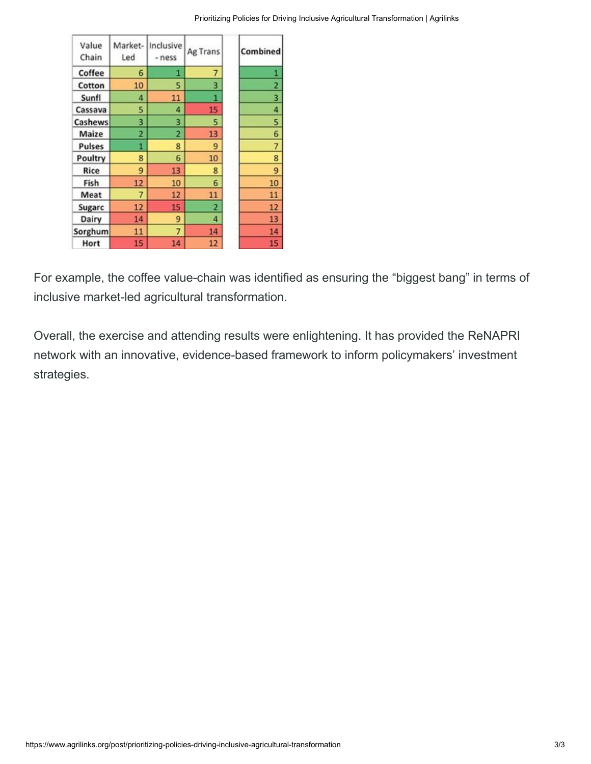| Value Chain | Market-Led | Inclusive-ness | Ag Trans | Combined |
|---|---|---|---|---|
| Coffee | 6 | 1 | 7 | 1 |
| Cotton | 10 | 5 | 3 | 2 |
| Sunfl | 4 | 11 | 1 | 3 |
| Cassava | 5 | 4 | 15 | 4 |
| Cashews | 3 | 3 | 5 | 5 |
| Maize | 2 | 2 | 13 | 6 |
| Pulses | 1 | 8 | 9 | 7 |
| Poultry | 8 | 6 | 10 | 8 |
| Rice | 9 | 13 | 8 | 9 |
| Fish | 12 | 10 | 6 | 10 |
| Meat | 7 | 12 | 11 | 11 |
| Sugarc | 12 | 15 | 2 | 12 |
| Dairy | 14 | 9 | 4 | 13 |
| Sorghum | 11 | 7 | 14 | 14 |
| Hort | 15 | 14 | 12 | 15 |

For example, the coffee value-chain was identified as ensuring the "biggest bang" in terms of inclusive market-led agricultural transformation.

Overall, the exercise and attending results were enlightening. It has provided the ReNAPRI network with an innovative, evidence-based framework to inform policymakers' investment strategies.